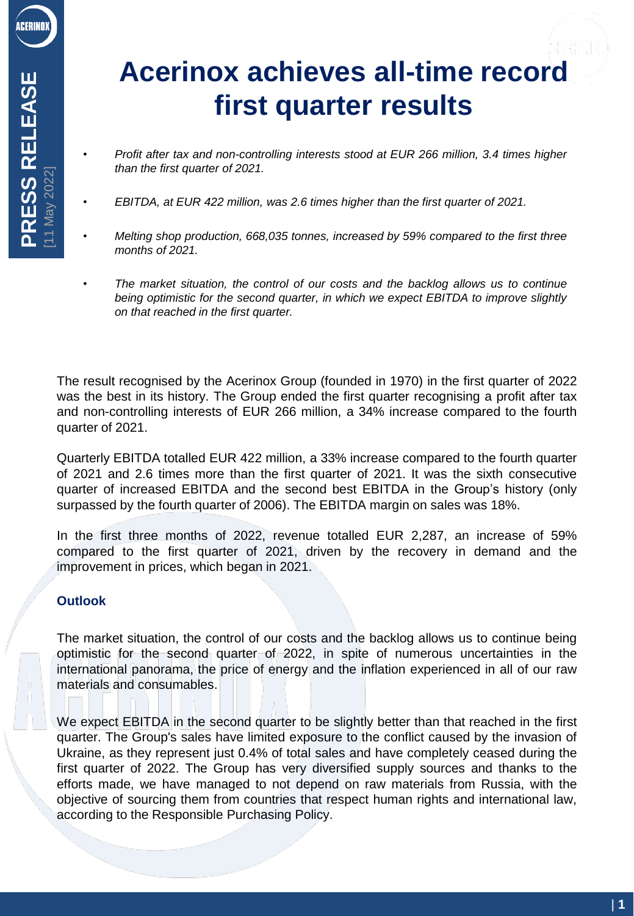PRESS RELEASE [11 May 2022]

# Acerinox achieves all-time record first quarter results

- *Profit after tax and non-controlling interests stood at EUR 266 million, 3.4 times higher than the first quarter of 2021.*
- *EBITDA, at EUR 422 million, was 2.6 times higher than the first quarter of 2021.*
- *Melting shop production, 668,035 tonnes, increased by 59% compared to the first three months of 2021.*
- *The market situation, the control of our costs and the backlog allows us to continue being optimistic for the second quarter, in which we expect EBITDA to improve slightly on that reached in the first quarter.*

The result recognised by the Acerinox Group (founded in 1970) in the first quarter of 2022 was the best in its history. The Group ended the first quarter recognising a profit after tax and non-controlling interests of EUR 266 million, a 34% increase compared to the fourth quarter of 2021.

Quarterly EBITDA totalled EUR 422 million, a 33% increase compared to the fourth quarter of 2021 and 2.6 times more than the first quarter of 2021. It was the sixth consecutive quarter of increased EBITDA and the second best EBITDA in the Group's history (only surpassed by the fourth quarter of 2006). The EBITDA margin on sales was 18%.

In the first three months of 2022, revenue totalled EUR 2,287, an increase of 59% compared to the first quarter of 2021, driven by the recovery in demand and the improvement in prices, which began in 2021.

### Outlook

The market situation, the control of our costs and the backlog allows us to continue being optimistic for the second quarter of 2022, in spite of numerous uncertainties in the international panorama, the price of energy and the inflation experienced in all of our raw materials and consumables.

We expect EBITDA in the second quarter to be slightly better than that reached in the first quarter. The Group's sales have limited exposure to the conflict caused by the invasion of Ukraine, as they represent just 0.4% of total sales and have completely ceased during the first quarter of 2022. The Group has very diversified supply sources and thanks to the efforts made, we have managed to not depend on raw materials from Russia, with the objective of sourcing them from countries that respect human rights and international law, according to the Responsible Purchasing Policy.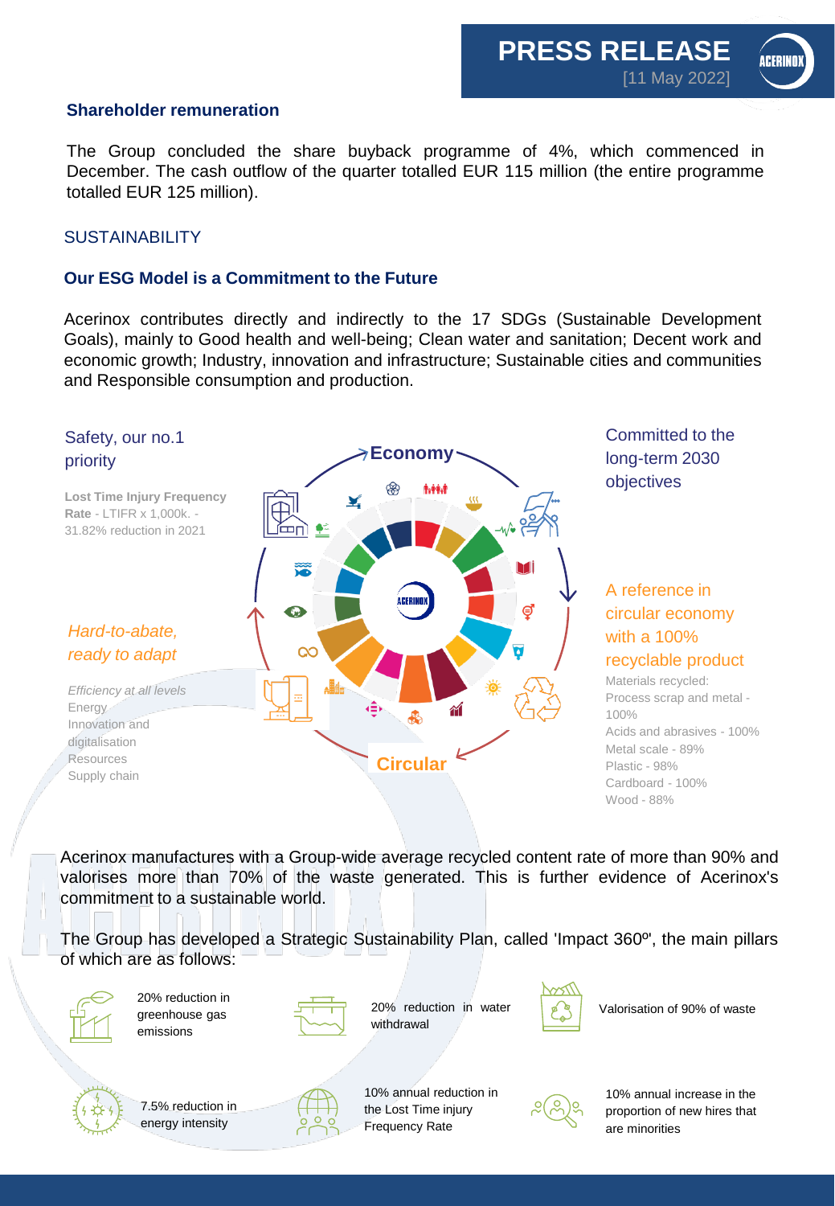### Shareholder remuneration

The Group concluded the share buyback programme of 4%, which commenced in December. The cash outflow of the quarter totalled EUR 115 million (the entire programme totalled EUR 125 million).

## SUSTAINABILITY

### Our ESG Model is a Commitment to the Future

Acerinox contributes directly and indirectly to the 17 SDGs (Sustainable Development Goals), mainly to Good health and well-being; Clean water and sanitation; Decent work and economic growth; Industry, innovation and infrastructure; Sustainable cities and communities and Responsible consumption and production.

Safety, our no.1 priority

**Lost Time Injury Frequency Rate** - LTIFR x 1,000k. - 31.82% reduction in 2021

*Hard-to-abate, ready to adapt*

*Efficiency at all levels*
Energy
Innovation and digitalisation
Resources
Supply chain

Economy

Circular

Committed to the long-term 2030 objectives

A reference in circular economy with a 100% recyclable product

Materials recycled:
Process scrap and metal - 100%
Acids and abrasives - 100%
Metal scale - 89%
Plastic - 98%
Cardboard - 100%
Wood - 88%

Acerinox manufactures with a Group-wide average recycled content rate of more than 90% and valorises more than 70% of the waste generated. This is further evidence of Acerinox's commitment to a sustainable world.

The Group has developed a Strategic Sustainability Plan, called 'Impact 360º', the main pillars of which are as follows:

- 20% reduction in greenhouse gas emissions
- 20% reduction in water withdrawal
- Valorisation of 90% of waste
- 7.5% reduction in energy intensity
- 10% annual reduction in the Lost Time injury Frequency Rate
- 10% annual increase in the proportion of new hires that are minorities